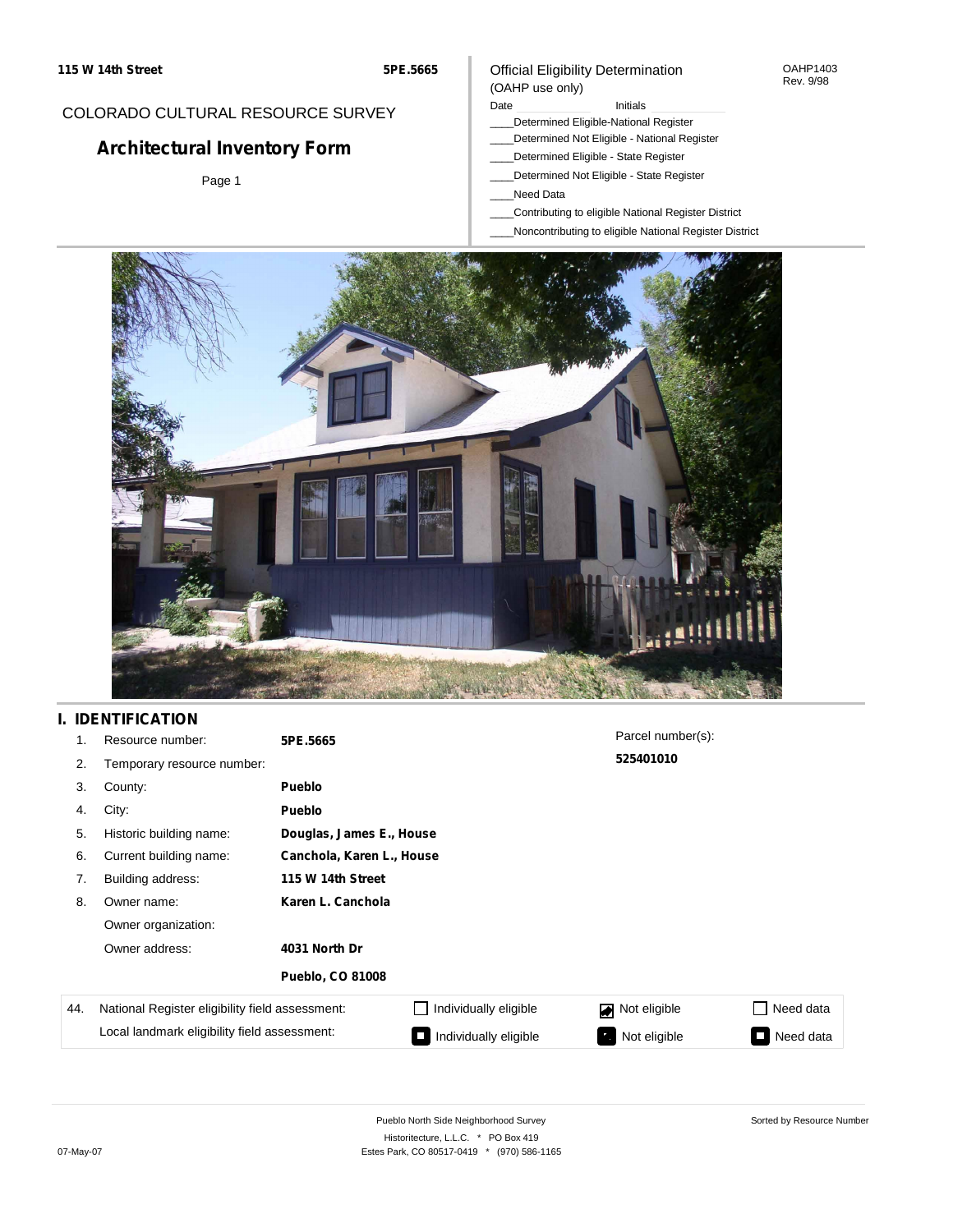115 W 14th Street | 5PE.5665

COLORADO CULTURAL RESOURCE SURVEY

# Architectural Inventory Form

Page 1

Official Eligibility Determination
(OAHP use only)

OAHP1403
Rev. 9/98

Date ____________ Initials ____________

____Determined Eligible-National Register
____Determined Not Eligible - National Register
____Determined Eligible - State Register
____Determined Not Eligible - State Register
____Need Data
____Contributing to eligible National Register District
____Noncontributing to eligible National Register District

## I. IDENTIFICATION

| | | | |
|---|---|---|---|
| 1. | Resource number: | **5PE.5665** | |
| 2. | Temporary resource number: | | |
| 3. | County: | **Pueblo** | |
| 4. | City: | **Pueblo** | |
| 5. | Historic building name: | **Douglas, James E., House** | |
| 6. | Current building name: | **Canchola, Karen L., House** | |
| 7. | Building address: | **115 W 14th Street** | |
| 8. | Owner name: | **Karen L. Canchola** | |
| | Owner organization: | | |
| | Owner address: | **4031 North Dr** | |
| | | **Pueblo, CO 81008** | |

Parcel number(s):
**525401010**

| 44. | | | | |
|---|---|---|---|---|
| National Register eligibility field assessment: | ☐ Individually eligible | ☑ Not eligible | ☐ Need data |
| Local landmark eligibility field assessment: | ☐ Individually eligible | ☐ Not eligible | ☐ Need data |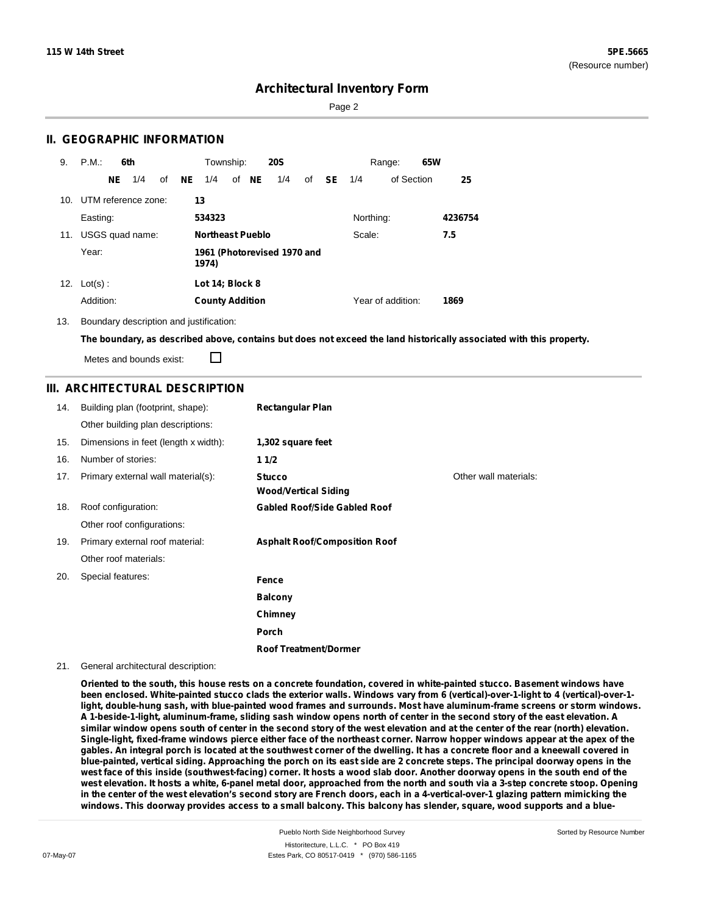## II. GEOGRAPHIC INFORMATION

9. P.M.: **6th** Township: **20S** Range: **65W**

**NE** 1/4 of **NE** 1/4 of **NE** 1/4 of **SE** 1/4 of Section **25**

10. UTM reference zone: **13**

Easting: **534323** Northing: **4236754**

11. USGS quad name: **Northeast Pueblo** Scale: **7.5**

Year: **1961 (Photorevised 1970 and 1974)**

12. Lot(s) : **Lot 14; Block 8**

Addition: **County Addition** Year of addition: **1869**

13. Boundary description and justification:

**The boundary, as described above, contains but does not exceed the land historically associated with this property.**

Metes and bounds exist: ☐

## III. ARCHITECTURAL DESCRIPTION

| | | | |
|---|---|---|---|
| 14. | Building plan (footprint, shape): | **Rectangular Plan** | |
| | Other building plan descriptions: | | |
| 15. | Dimensions in feet (length x width): | **1,302 square feet** | |
| 16. | Number of stories: | **1 1/2** | |
| 17. | Primary external wall material(s): | **Stucco**<br>**Wood/Vertical Siding** | Other wall materials: |
| 18. | Roof configuration: | **Gabled Roof/Side Gabled Roof** | |
| | Other roof configurations: | | |
| 19. | Primary external roof material: | **Asphalt Roof/Composition Roof** | |
| | Other roof materials: | | |
| 20. | Special features: | **Fence**<br>**Balcony**<br>**Chimney**<br>**Porch**<br>**Roof Treatment/Dormer** | |

21. General architectural description:

**Oriented to the south, this house rests on a concrete foundation, covered in white-painted stucco. Basement windows have been enclosed. White-painted stucco clads the exterior walls. Windows vary from 6 (vertical)-over-1-light to 4 (vertical)-over-1-light, double-hung sash, with blue-painted wood frames and surrounds. Most have aluminum-frame screens or storm windows. A 1-beside-1-light, aluminum-frame, sliding sash window opens north of center in the second story of the east elevation. A similar window opens south of center in the second story of the west elevation and at the center of the rear (north) elevation. Single-light, fixed-frame windows pierce either face of the northeast corner. Narrow hopper windows appear at the apex of the gables. An integral porch is located at the southwest corner of the dwelling. It has a concrete floor and a kneewall covered in blue-painted, vertical siding. Approaching the porch on its east side are 2 concrete steps. The principal doorway opens in the west face of this inside (southwest-facing) corner. It hosts a wood slab door. Another doorway opens in the south end of the west elevation. It hosts a white, 6-panel metal door, approached from the north and south via a 3-step concrete stoop. Opening in the center of the west elevation's second story are French doors, each in a 4-vertical-over-1 glazing pattern mimicking the windows. This doorway provides access to a small balcony. This balcony has slender, square, wood supports and a blue-**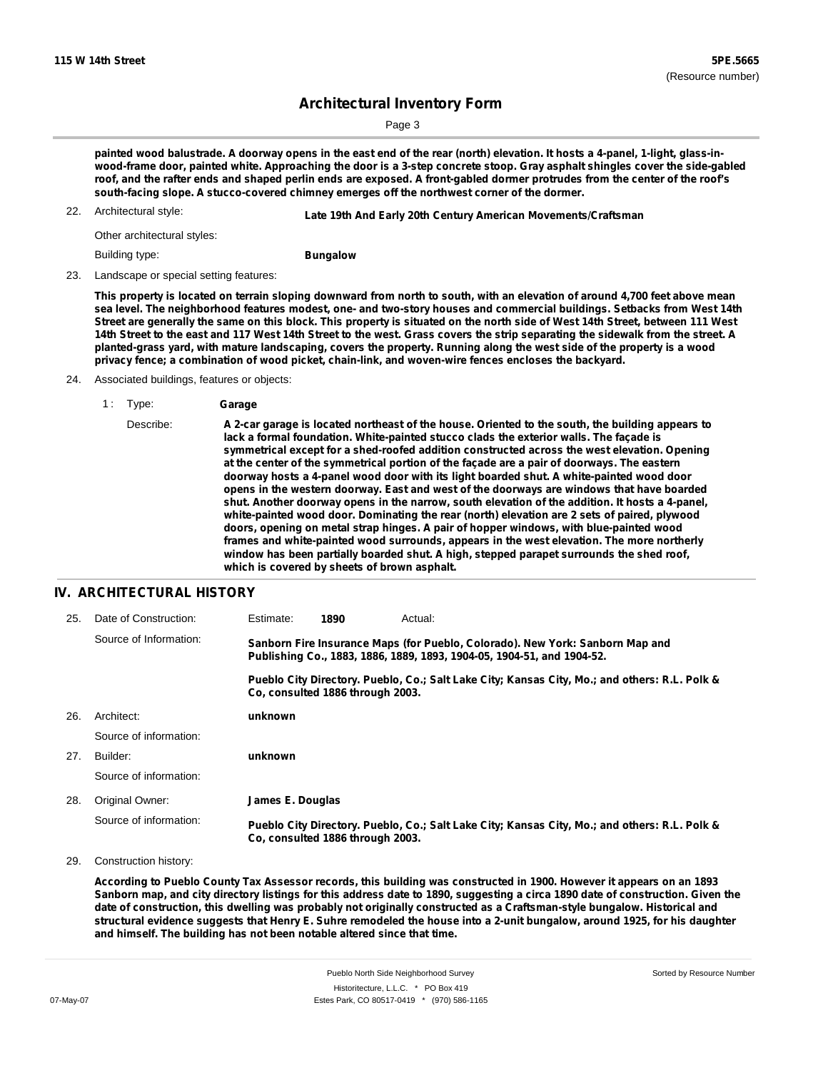## Architectural Inventory Form

**painted wood balustrade. A doorway opens in the east end of the rear (north) elevation. It hosts a 4-panel, 1-light, glass-in-wood-frame door, painted white. Approaching the door is a 3-step concrete stoop. Gray asphalt shingles cover the side-gabled roof, and the rafter ends and shaped perlin ends are exposed. A front-gabled dormer protrudes from the center of the roof's south-facing slope. A stucco-covered chimney emerges off the northwest corner of the dormer.**

22. Architectural style: **Late 19th And Early 20th Century American Movements/Craftsman**

 Other architectural styles:

 Building type: **Bungalow**

23. Landscape or special setting features:

 **This property is located on terrain sloping downward from north to south, with an elevation of around 4,700 feet above mean sea level. The neighborhood features modest, one- and two-story houses and commercial buildings. Setbacks from West 14th Street are generally the same on this block. This property is situated on the north side of West 14th Street, between 111 West 14th Street to the east and 117 West 14th Street to the west. Grass covers the strip separating the sidewalk from the street. A planted-grass yard, with mature landscaping, covers the property. Running along the west side of the property is a wood privacy fence; a combination of wood picket, chain-link, and woven-wire fences encloses the backyard.**

24. Associated buildings, features or objects:

 1 : Type: **Garage**

 Describe: **A 2-car garage is located northeast of the house. Oriented to the south, the building appears to lack a formal foundation. White-painted stucco clads the exterior walls. The façade is symmetrical except for a shed-roofed addition constructed across the west elevation. Opening at the center of the symmetrical portion of the façade are a pair of doorways. The eastern doorway hosts a 4-panel wood door with its light boarded shut. A white-painted wood door opens in the western doorway. East and west of the doorways are windows that have boarded shut. Another doorway opens in the narrow, south elevation of the addition. It hosts a 4-panel, white-painted wood door. Dominating the rear (north) elevation are 2 sets of paired, plywood doors, opening on metal strap hinges. A pair of hopper windows, with blue-painted wood frames and white-painted wood surrounds, appears in the west elevation. The more northerly window has been partially boarded shut. A high, stepped parapet surrounds the shed roof, which is covered by sheets of brown asphalt.**

## IV. ARCHITECTURAL HISTORY

25. Date of Construction: Estimate: **1890** Actual:

 Source of Information: **Sanborn Fire Insurance Maps (for Pueblo, Colorado). New York: Sanborn Map and Publishing Co., 1883, 1886, 1889, 1893, 1904-05, 1904-51, and 1904-52.**

 **Pueblo City Directory. Pueblo, Co.; Salt Lake City; Kansas City, Mo.; and others: R.L. Polk & Co, consulted 1886 through 2003.**

26. Architect: **unknown**

 Source of information:

27. Builder: **unknown**

 Source of information:

28. Original Owner: **James E. Douglas**

 Source of information: **Pueblo City Directory. Pueblo, Co.; Salt Lake City; Kansas City, Mo.; and others: R.L. Polk & Co, consulted 1886 through 2003.**

29. Construction history:

 **According to Pueblo County Tax Assessor records, this building was constructed in 1900. However it appears on an 1893 Sanborn map, and city directory listings for this address date to 1890, suggesting a circa 1890 date of construction. Given the date of construction, this dwelling was probably not originally constructed as a Craftsman-style bungalow. Historical and structural evidence suggests that Henry E. Suhre remodeled the house into a 2-unit bungalow, around 1925, for his daughter and himself. The building has not been notable altered since that time.**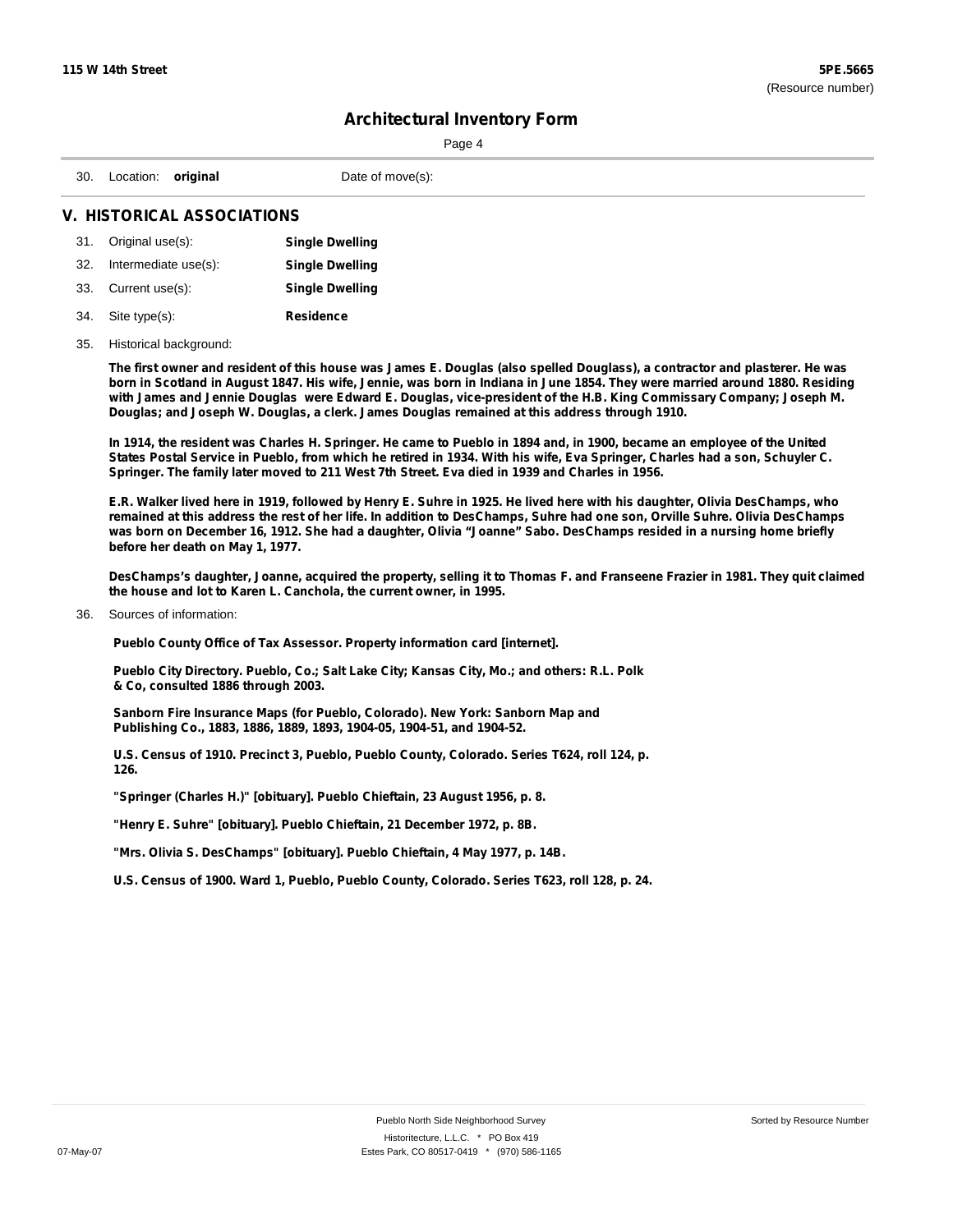30. Location: **original** Date of move(s):

## V. HISTORICAL ASSOCIATIONS

31. Original use(s): **Single Dwelling**
32. Intermediate use(s): **Single Dwelling**
33. Current use(s): **Single Dwelling**
34. Site type(s): **Residence**
35. Historical background:

**The first owner and resident of this house was James E. Douglas (also spelled Douglass), a contractor and plasterer. He was born in Scotland in August 1847. His wife, Jennie, was born in Indiana in June 1854. They were married around 1880. Residing with James and Jennie Douglas were Edward E. Douglas, vice-president of the H.B. King Commissary Company; Joseph M. Douglas; and Joseph W. Douglas, a clerk. James Douglas remained at this address through 1910.**

**In 1914, the resident was Charles H. Springer. He came to Pueblo in 1894 and, in 1900, became an employee of the United States Postal Service in Pueblo, from which he retired in 1934. With his wife, Eva Springer, Charles had a son, Schuyler C. Springer. The family later moved to 211 West 7th Street. Eva died in 1939 and Charles in 1956.**

**E.R. Walker lived here in 1919, followed by Henry E. Suhre in 1925. He lived here with his daughter, Olivia DesChamps, who remained at this address the rest of her life. In addition to DesChamps, Suhre had one son, Orville Suhre. Olivia DesChamps was born on December 16, 1912. She had a daughter, Olivia "Joanne" Sabo. DesChamps resided in a nursing home briefly before her death on May 1, 1977.**

**DesChamps's daughter, Joanne, acquired the property, selling it to Thomas F. and Franseene Frazier in 1981. They quit claimed the house and lot to Karen L. Canchola, the current owner, in 1995.**

36. Sources of information:

**Pueblo County Office of Tax Assessor. Property information card [internet].**

**Pueblo City Directory. Pueblo, Co.; Salt Lake City; Kansas City, Mo.; and others: R.L. Polk & Co, consulted 1886 through 2003.**

**Sanborn Fire Insurance Maps (for Pueblo, Colorado). New York: Sanborn Map and Publishing Co., 1883, 1886, 1889, 1893, 1904-05, 1904-51, and 1904-52.**

**U.S. Census of 1910. Precinct 3, Pueblo, Pueblo County, Colorado. Series T624, roll 124, p. 126.**

**"Springer (Charles H.)" [obituary]. Pueblo Chieftain, 23 August 1956, p. 8.**

**"Henry E. Suhre" [obituary]. Pueblo Chieftain, 21 December 1972, p. 8B.**

**"Mrs. Olivia S. DesChamps" [obituary]. Pueblo Chieftain, 4 May 1977, p. 14B.**

**U.S. Census of 1900. Ward 1, Pueblo, Pueblo County, Colorado. Series T623, roll 128, p. 24.**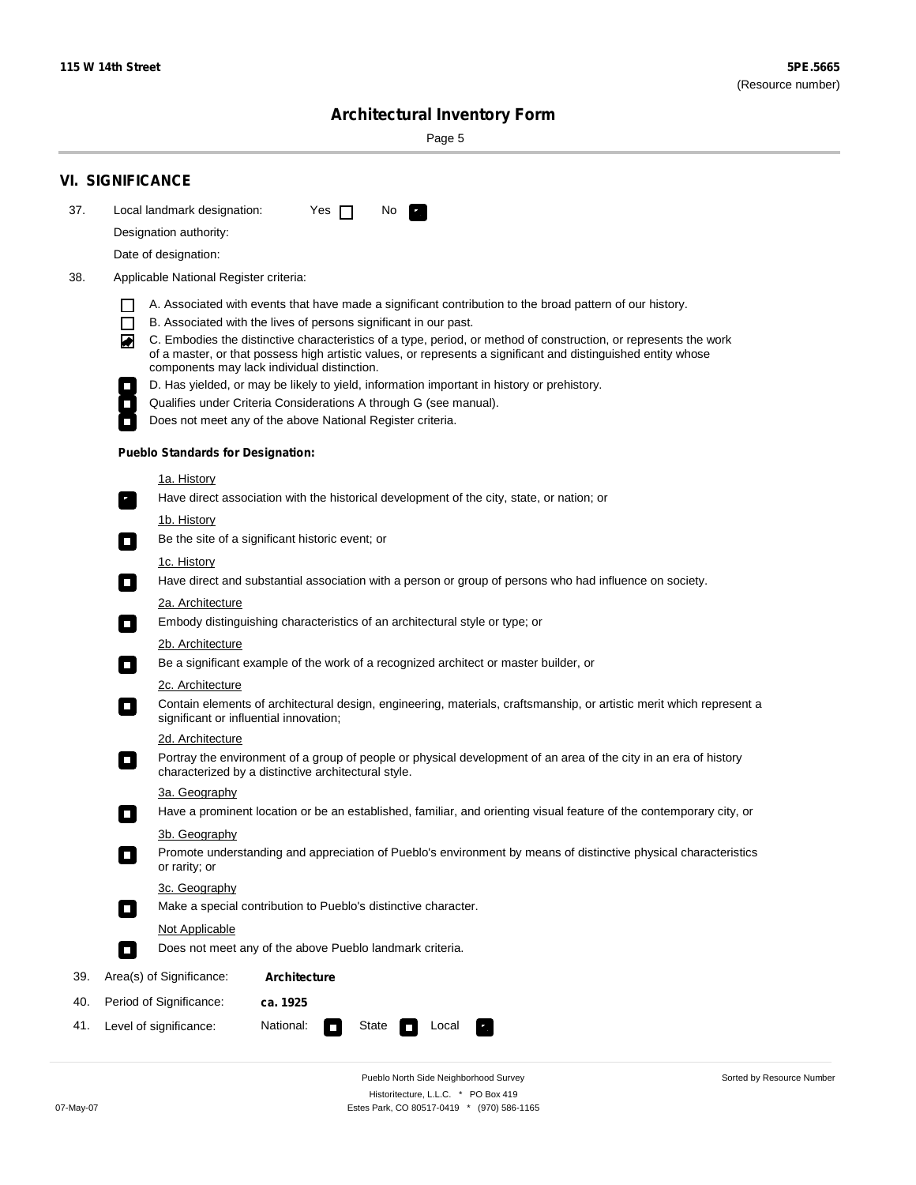## VI. SIGNIFICANCE

37. Local landmark designation: Yes ☐ No ☑

Designation authority:

Date of designation:

38. Applicable National Register criteria:

- ☐ A. Associated with events that have made a significant contribution to the broad pattern of our history.
- ☐ B. Associated with the lives of persons significant in our past.
- ☑ C. Embodies the distinctive characteristics of a type, period, or method of construction, or represents the work of a master, or that possess high artistic values, or represents a significant and distinguished entity whose components may lack individual distinction.
- ☐ D. Has yielded, or may be likely to yield, information important in history or prehistory.
- ☐ Qualifies under Criteria Considerations A through G (see manual).
- ☐ Does not meet any of the above National Register criteria.

**Pueblo Standards for Designation:**

1a. History
- ☑ Have direct association with the historical development of the city, state, or nation; or

1b. History
- ☐ Be the site of a significant historic event; or

1c. History
- ☐ Have direct and substantial association with a person or group of persons who had influence on society.

2a. Architecture
- ☐ Embody distinguishing characteristics of an architectural style or type; or

2b. Architecture
- ☐ Be a significant example of the work of a recognized architect or master builder, or

2c. Architecture
- ☐ Contain elements of architectural design, engineering, materials, craftsmanship, or artistic merit which represent a significant or influential innovation;

2d. Architecture
- ☐ Portray the environment of a group of people or physical development of an area of the city in an era of history characterized by a distinctive architectural style.

3a. Geography
- ☐ Have a prominent location or be an established, familiar, and orienting visual feature of the contemporary city, or

3b. Geography
- ☐ Promote understanding and appreciation of Pueblo's environment by means of distinctive physical characteristics or rarity; or

3c. Geography
- ☐ Make a special contribution to Pueblo's distinctive character.

Not Applicable
- ☐ Does not meet any of the above Pueblo landmark criteria.

39. Area(s) of Significance: **Architecture**

40. Period of Significance: **ca. 1925**

41. Level of significance: National: ☐ State ☐ Local ☑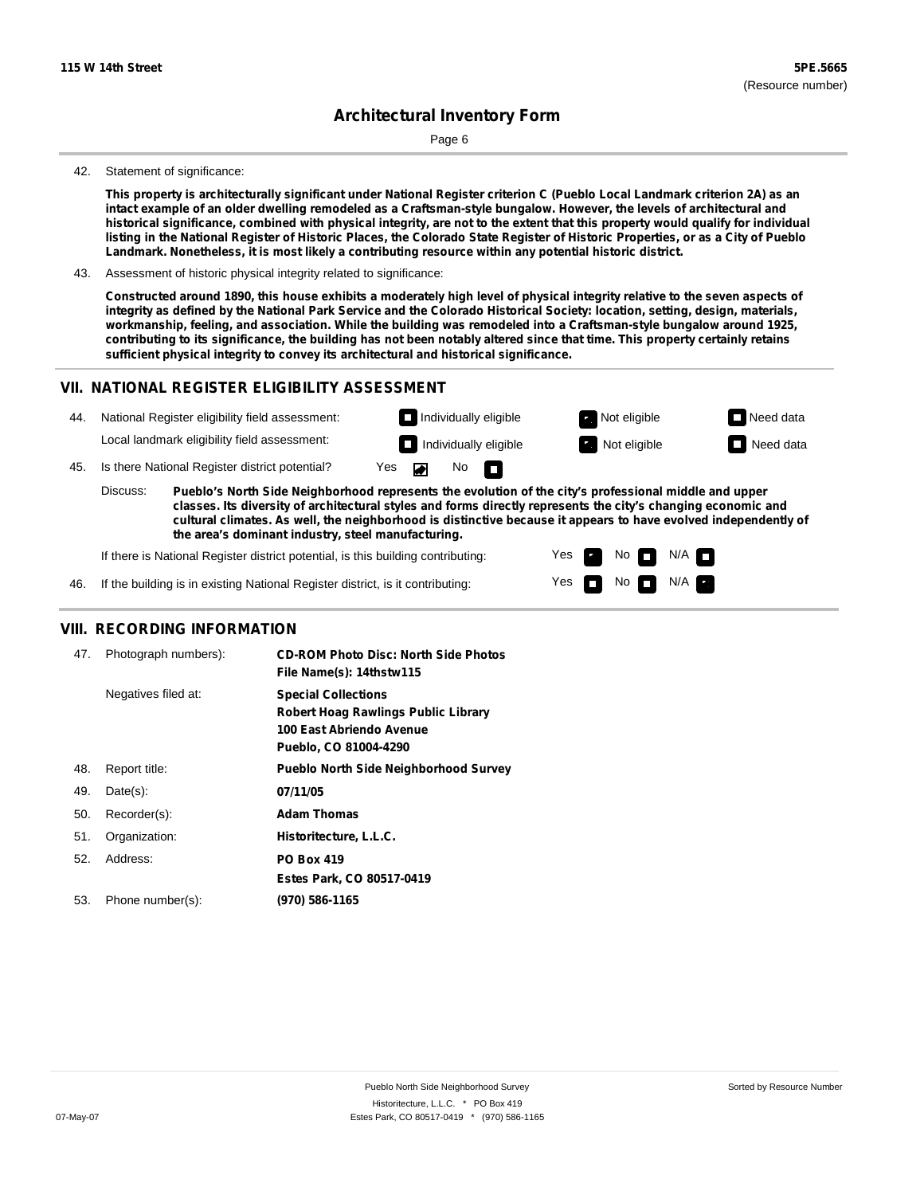# Architectural Inventory Form

42. Statement of significance:

**This property is architecturally significant under National Register criterion C (Pueblo Local Landmark criterion 2A) as an intact example of an older dwelling remodeled as a Craftsman-style bungalow. However, the levels of architectural and historical significance, combined with physical integrity, are not to the extent that this property would qualify for individual listing in the National Register of Historic Places, the Colorado State Register of Historic Properties, or as a City of Pueblo Landmark. Nonetheless, it is most likely a contributing resource within any potential historic district.**

43. Assessment of historic physical integrity related to significance:

**Constructed around 1890, this house exhibits a moderately high level of physical integrity relative to the seven aspects of integrity as defined by the National Park Service and the Colorado Historical Society: location, setting, design, materials, workmanship, feeling, and association. While the building was remodeled into a Craftsman-style bungalow around 1925, contributing to its significance, the building has not been notably altered since that time. This property certainly retains sufficient physical integrity to convey its architectural and historical significance.**

## VII. NATIONAL REGISTER ELIGIBILITY ASSESSMENT

44. National Register eligibility field assessment: ☐ Individually eligible ☑ Not eligible ☐ Need data

Local landmark eligibility field assessment: ☐ Individually eligible ☑ Not eligible ☐ Need data

45. Is there National Register district potential? Yes ☑ No ☐

Discuss: **Pueblo's North Side Neighborhood represents the evolution of the city's professional middle and upper classes. Its diversity of architectural styles and forms directly represents the city's changing economic and cultural climates. As well, the neighborhood is distinctive because it appears to have evolved independently of the area's dominant industry, steel manufacturing.**

If there is National Register district potential, is this building contributing: Yes ☑ No ☐ N/A ☐

46. If the building is in existing National Register district, is it contributing: Yes ☐ No ☐ N/A ☑

## VIII. RECORDING INFORMATION

| | | |
|---|---|---|
| 47. | Photograph numbers): | **CD-ROM Photo Disc: North Side Photos**<br>**File Name(s): 14thstw115** |
| | Negatives filed at: | **Special Collections**<br>**Robert Hoag Rawlings Public Library**<br>**100 East Abriendo Avenue**<br>**Pueblo, CO 81004-4290** |
| 48. | Report title: | **Pueblo North Side Neighborhood Survey** |
| 49. | Date(s): | **07/11/05** |
| 50. | Recorder(s): | **Adam Thomas** |
| 51. | Organization: | **Historitecture, L.L.C.** |
| 52. | Address: | **PO Box 419**<br>**Estes Park, CO 80517-0419** |
| 53. | Phone number(s): | **(970) 586-1165** |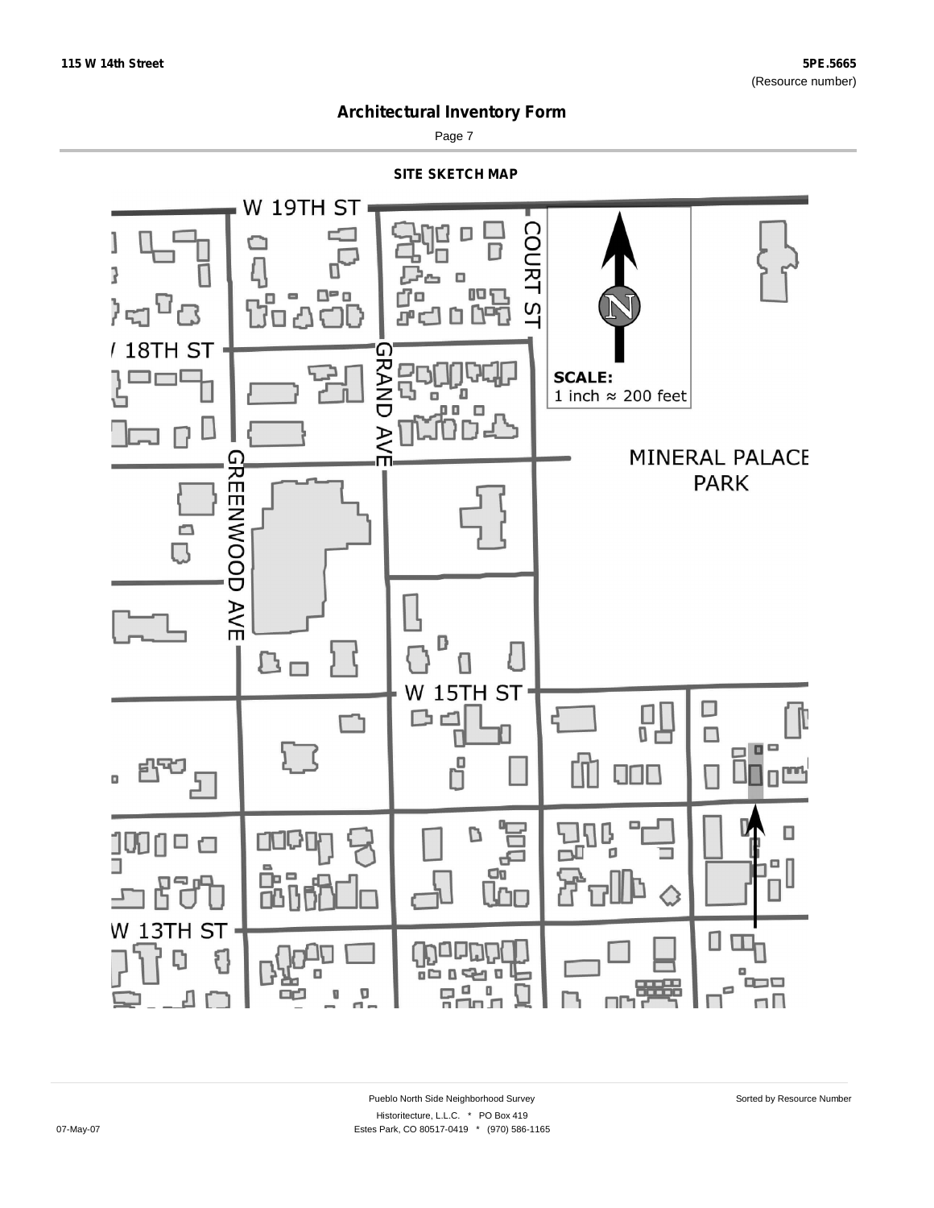## Architectural Inventory Form

### SITE SKETCH MAP

W 19TH ST

COURT ST

18TH ST

GRAND AVE

SCALE:
1 inch ≈ 200 feet

MINERAL PALACE PARK

GREENWOOD AVE

W 15TH ST

W 13TH ST

Pueblo North Side Neighborhood Survey

Historitecture, L.L.C. * PO Box 419
Estes Park, CO 80517-0419 * (970) 586-1165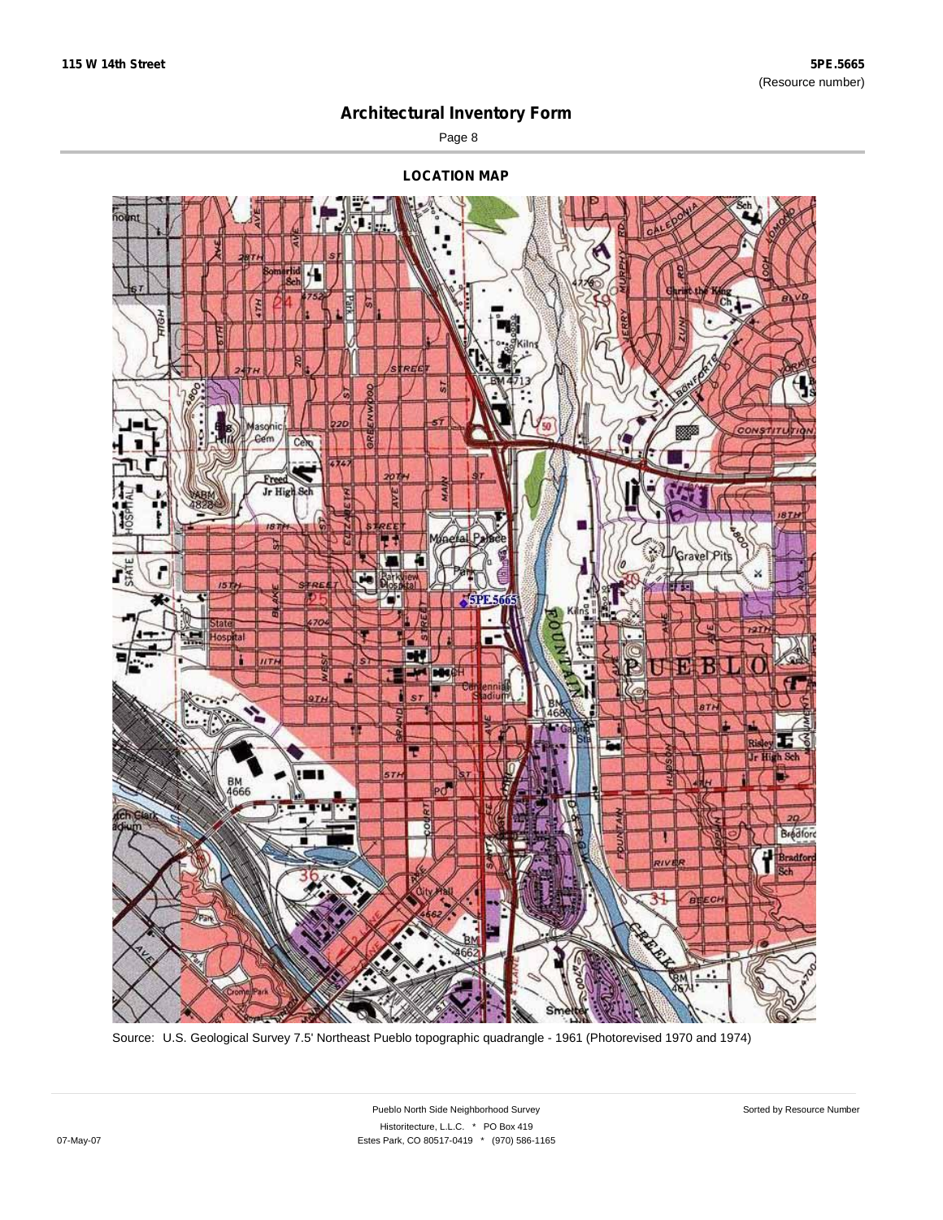# Architectural Inventory Form

## LOCATION MAP

Source: U.S. Geological Survey 7.5' Northeast Pueblo topographic quadrangle - 1961 (Photorevised 1970 and 1974)